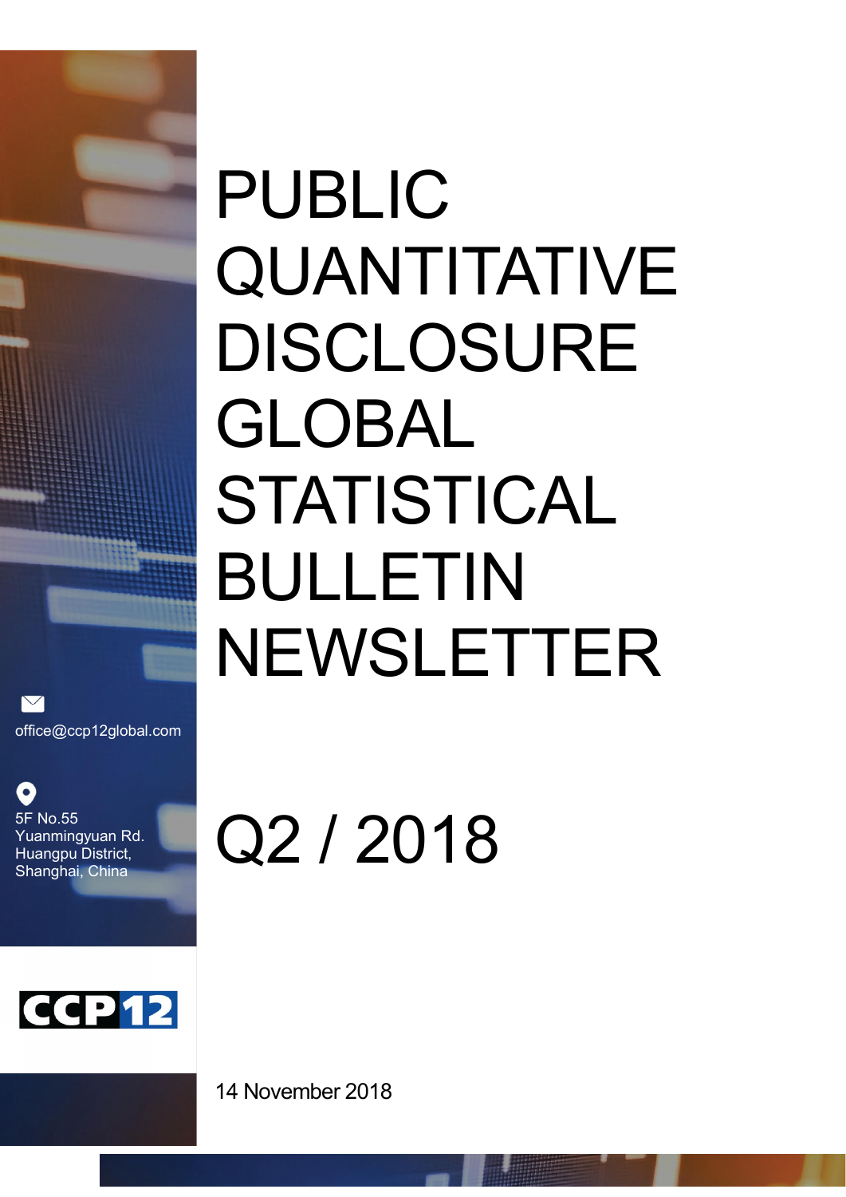office@ccp12global.com

5F No.55
Yuanmingyuan Rd.
Huangpu District,
Shanghai, China

CCP12

# PUBLIC QUANTITATIVE DISCLOSURE GLOBAL STATISTICAL BULLETIN NEWSLETTER

# Q2 / 2018

14 November 2018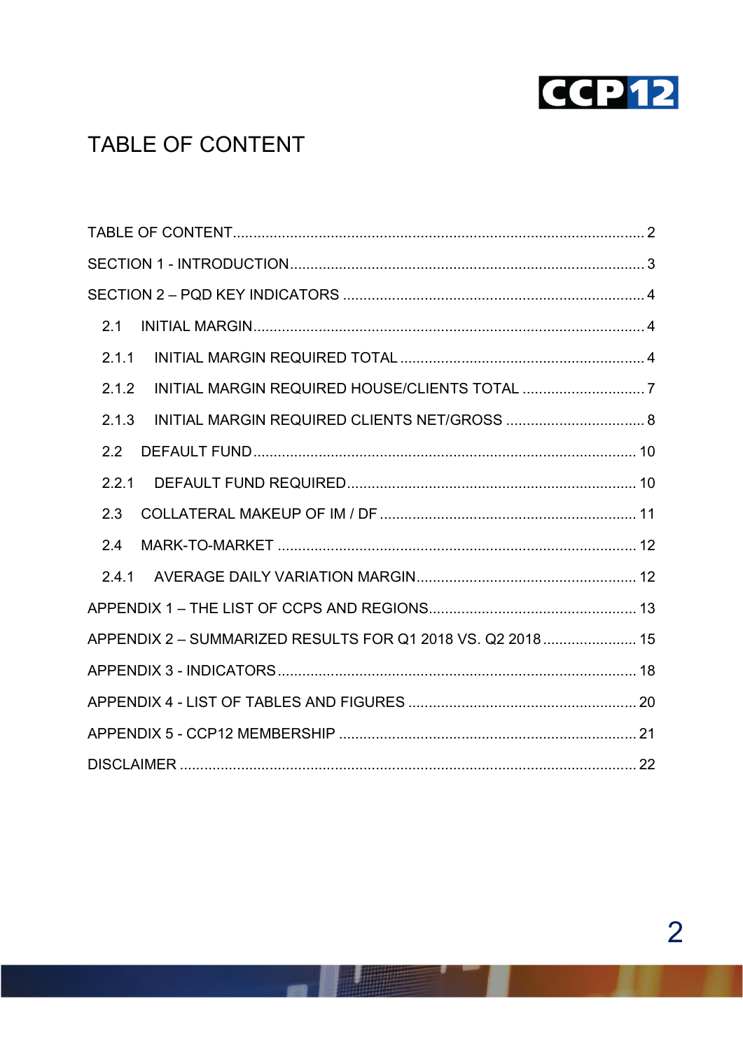# TABLE OF CONTENT

TABLE OF CONTENT.................................................................................................2

SECTION 1 - INTRODUCTION..................................................................................3

SECTION 2 – PQD KEY INDICATORS .....................................................................4

2.1 INITIAL MARGIN.............................................................................................4

2.1.1 INITIAL MARGIN REQUIRED TOTAL ...........................................................4

2.1.2 INITIAL MARGIN REQUIRED HOUSE/CLIENTS TOTAL .............................7

2.1.3 INITIAL MARGIN REQUIRED CLIENTS NET/GROSS .................................8

2.2 DEFAULT FUND.............................................................................................10

2.2.1 DEFAULT FUND REQUIRED......................................................................10

2.3 COLLATERAL MAKEUP OF IM / DF ...............................................................11

2.4 MARK-TO-MARKET .......................................................................................12

2.4.1 AVERAGE DAILY VARIATION MARGIN.....................................................12

APPENDIX 1 – THE LIST OF CCPS AND REGIONS...............................................13

APPENDIX 2 – SUMMARIZED RESULTS FOR Q1 2018 VS. Q2 2018......................15

APPENDIX 3 - INDICATORS....................................................................................18

APPENDIX 4 - LIST OF TABLES AND FIGURES ....................................................20

APPENDIX 5 - CCP12 MEMBERSHIP .....................................................................21

DISCLAIMER ............................................................................................................22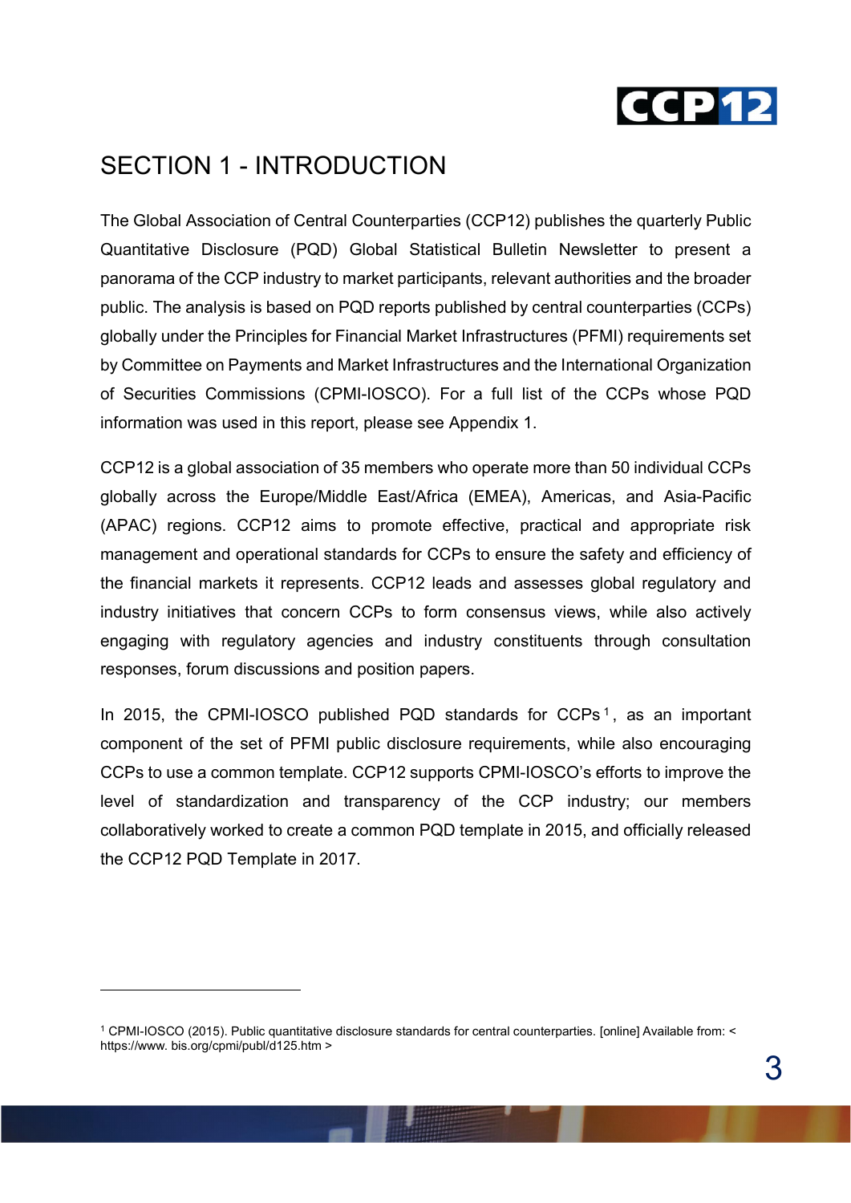# SECTION 1 - INTRODUCTION

The Global Association of Central Counterparties (CCP12) publishes the quarterly Public Quantitative Disclosure (PQD) Global Statistical Bulletin Newsletter to present a panorama of the CCP industry to market participants, relevant authorities and the broader public. The analysis is based on PQD reports published by central counterparties (CCPs) globally under the Principles for Financial Market Infrastructures (PFMI) requirements set by Committee on Payments and Market Infrastructures and the International Organization of Securities Commissions (CPMI-IOSCO). For a full list of the CCPs whose PQD information was used in this report, please see Appendix 1.

CCP12 is a global association of 35 members who operate more than 50 individual CCPs globally across the Europe/Middle East/Africa (EMEA), Americas, and Asia-Pacific (APAC) regions. CCP12 aims to promote effective, practical and appropriate risk management and operational standards for CCPs to ensure the safety and efficiency of the financial markets it represents. CCP12 leads and assesses global regulatory and industry initiatives that concern CCPs to form consensus views, while also actively engaging with regulatory agencies and industry constituents through consultation responses, forum discussions and position papers.

In 2015, the CPMI-IOSCO published PQD standards for CCPs[1], as an important component of the set of PFMI public disclosure requirements, while also encouraging CCPs to use a common template. CCP12 supports CPMI-IOSCO's efforts to improve the level of standardization and transparency of the CCP industry; our members collaboratively worked to create a common PQD template in 2015, and officially released the CCP12 PQD Template in 2017.

---

[1] CPMI-IOSCO (2015). Public quantitative disclosure standards for central counterparties. [online] Available from: < https://www. bis.org/cpmi/publ/d125.htm >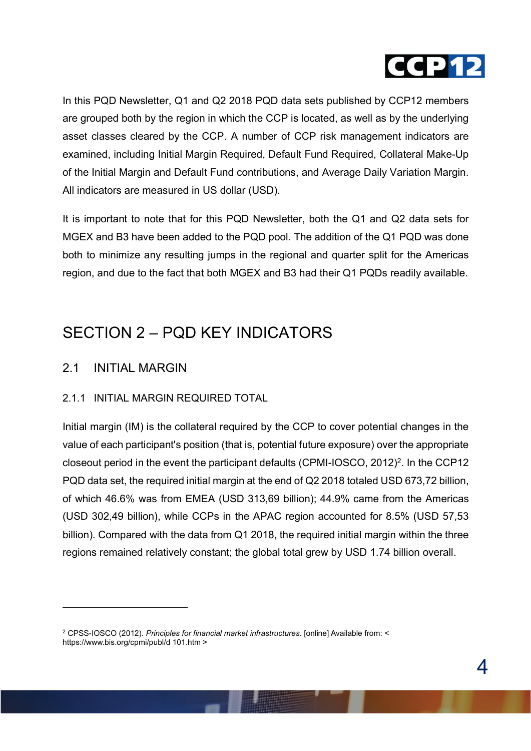In this PQD Newsletter, Q1 and Q2 2018 PQD data sets published by CCP12 members are grouped both by the region in which the CCP is located, as well as by the underlying asset classes cleared by the CCP. A number of CCP risk management indicators are examined, including Initial Margin Required, Default Fund Required, Collateral Make-Up of the Initial Margin and Default Fund contributions, and Average Daily Variation Margin. All indicators are measured in US dollar (USD).

It is important to note that for this PQD Newsletter, both the Q1 and Q2 data sets for MGEX and B3 have been added to the PQD pool. The addition of the Q1 PQD was done both to minimize any resulting jumps in the regional and quarter split for the Americas region, and due to the fact that both MGEX and B3 had their Q1 PQDs readily available.

# SECTION 2 – PQD KEY INDICATORS

## 2.1 INITIAL MARGIN

### 2.1.1 INITIAL MARGIN REQUIRED TOTAL

Initial margin (IM) is the collateral required by the CCP to cover potential changes in the value of each participant's position (that is, potential future exposure) over the appropriate closeout period in the event the participant defaults (CPMI-IOSCO, 2012)[2]. In the CCP12 PQD data set, the required initial margin at the end of Q2 2018 totaled USD 673,72 billion, of which 46.6% was from EMEA (USD 313,69 billion); 44.9% came from the Americas (USD 302,49 billion), while CCPs in the APAC region accounted for 8.5% (USD 57,53 billion). Compared with the data from Q1 2018, the required initial margin within the three regions remained relatively constant; the global total grew by USD 1.74 billion overall.

---

[2] CPSS-IOSCO (2012). *Principles for financial market infrastructures*. [online] Available from: < https://www.bis.org/cpmi/publ/d 101.htm >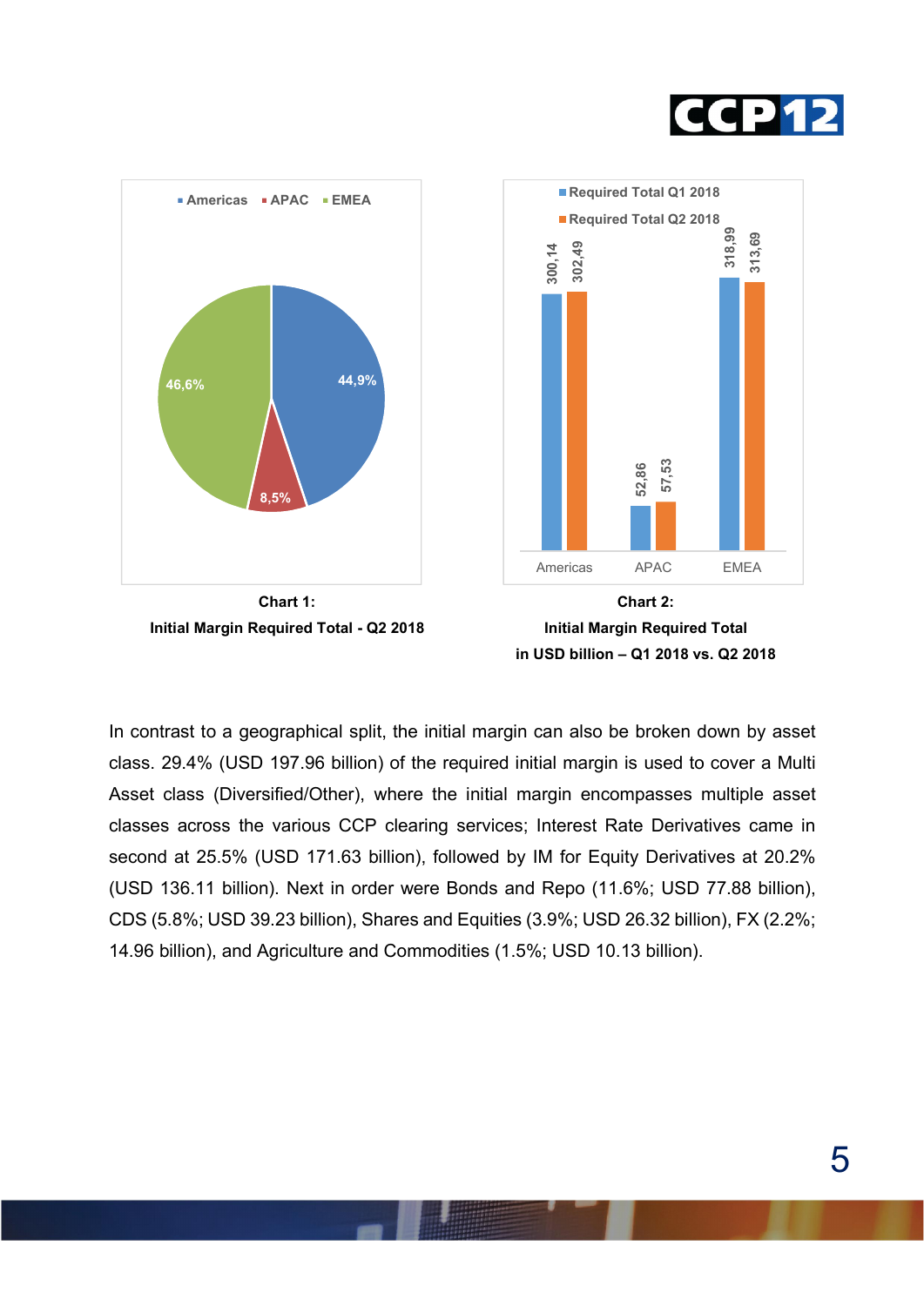**Chart 1:**
**Initial Margin Required Total - Q2 2018**

| Region | Share |
|---|---|
| Americas | 44,9% |
| APAC | 8,5% |
| EMEA | 46,6% |

**Chart 2:**
**Initial Margin Required Total in USD billion – Q1 2018 vs. Q2 2018**

| | Required Total Q1 2018 | Required Total Q2 2018 |
|---|---|---|
| Americas | 300,14 | 302,49 |
| APAC | 52,86 | 57,53 |
| EMEA | 318,99 | 313,69 |

In contrast to a geographical split, the initial margin can also be broken down by asset class. 29.4% (USD 197.96 billion) of the required initial margin is used to cover a Multi Asset class (Diversified/Other), where the initial margin encompasses multiple asset classes across the various CCP clearing services; Interest Rate Derivatives came in second at 25.5% (USD 171.63 billion), followed by IM for Equity Derivatives at 20.2% (USD 136.11 billion). Next in order were Bonds and Repo (11.6%; USD 77.88 billion), CDS (5.8%; USD 39.23 billion), Shares and Equities (3.9%; USD 26.32 billion), FX (2.2%; 14.96 billion), and Agriculture and Commodities (1.5%; USD 10.13 billion).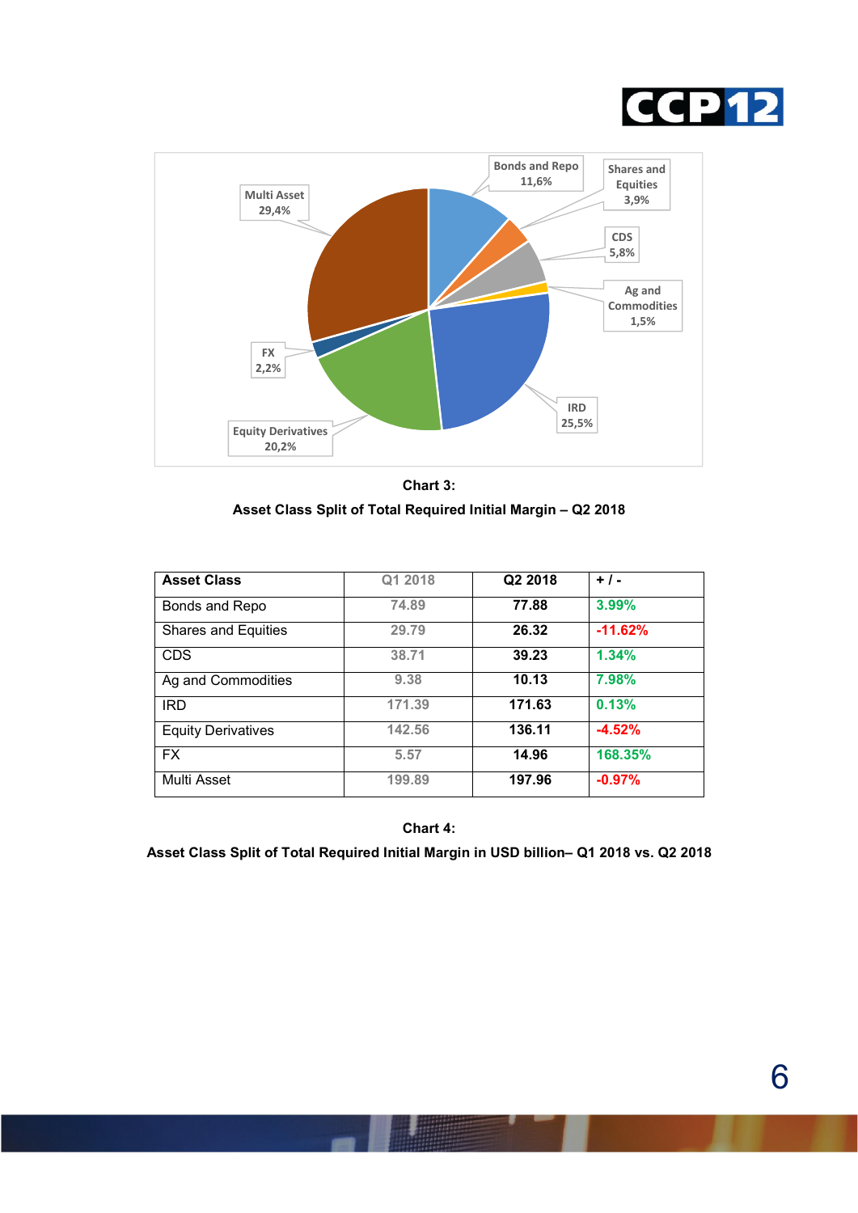Multi Asset 29,4%

Bonds and Repo 11,6%

Shares and Equities 3,9%

CDS 5,8%

Ag and Commodities 1,5%

IRD 25,5%

Equity Derivatives 20,2%

FX 2,2%

**Chart 3:**

**Asset Class Split of Total Required Initial Margin – Q2 2018**

| Asset Class | Q1 2018 | Q2 2018 | + / - |
|---|---|---|---|
| Bonds and Repo | 74.89 | 77.88 | 3.99% |
| Shares and Equities | 29.79 | 26.32 | -11.62% |
| CDS | 38.71 | 39.23 | 1.34% |
| Ag and Commodities | 9.38 | 10.13 | 7.98% |
| IRD | 171.39 | 171.63 | 0.13% |
| Equity Derivatives | 142.56 | 136.11 | -4.52% |
| FX | 5.57 | 14.96 | 168.35% |
| Multi Asset | 199.89 | 197.96 | -0.97% |

**Chart 4:**

**Asset Class Split of Total Required Initial Margin in USD billion– Q1 2018 vs. Q2 2018**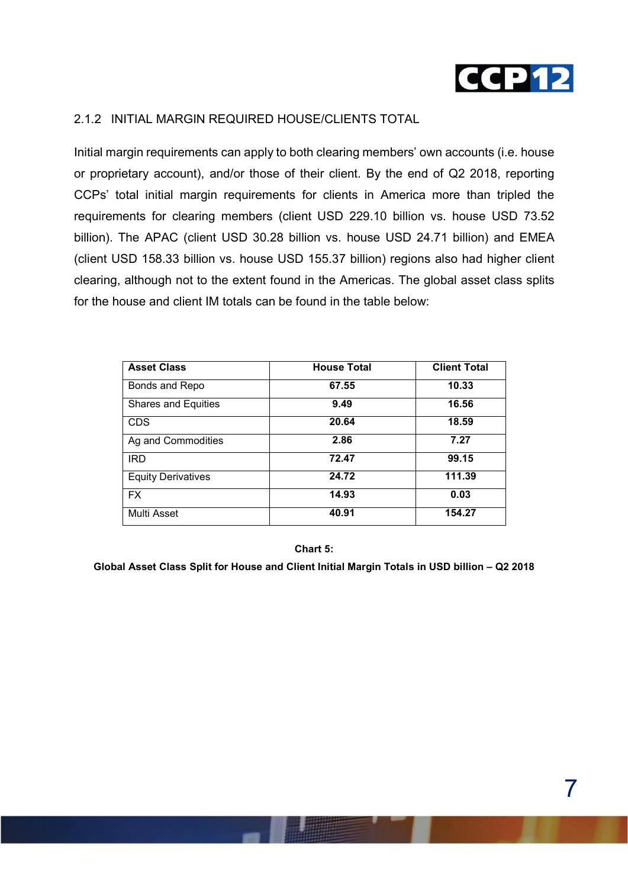### 2.1.2 INITIAL MARGIN REQUIRED HOUSE/CLIENTS TOTAL

Initial margin requirements can apply to both clearing members' own accounts (i.e. house or proprietary account), and/or those of their client. By the end of Q2 2018, reporting CCPs' total initial margin requirements for clients in America more than tripled the requirements for clearing members (client USD 229.10 billion vs. house USD 73.52 billion). The APAC (client USD 30.28 billion vs. house USD 24.71 billion) and EMEA (client USD 158.33 billion vs. house USD 155.37 billion) regions also had higher client clearing, although not to the extent found in the Americas. The global asset class splits for the house and client IM totals can be found in the table below:

| Asset Class | House Total | Client Total |
|---|---|---|
| Bonds and Repo | **67.55** | **10.33** |
| Shares and Equities | **9.49** | **16.56** |
| CDS | **20.64** | **18.59** |
| Ag and Commodities | **2.86** | **7.27** |
| IRD | **72.47** | **99.15** |
| Equity Derivatives | **24.72** | **111.39** |
| FX | **14.93** | **0.03** |
| Multi Asset | **40.91** | **154.27** |

**Chart 5:**

**Global Asset Class Split for House and Client Initial Margin Totals in USD billion – Q2 2018**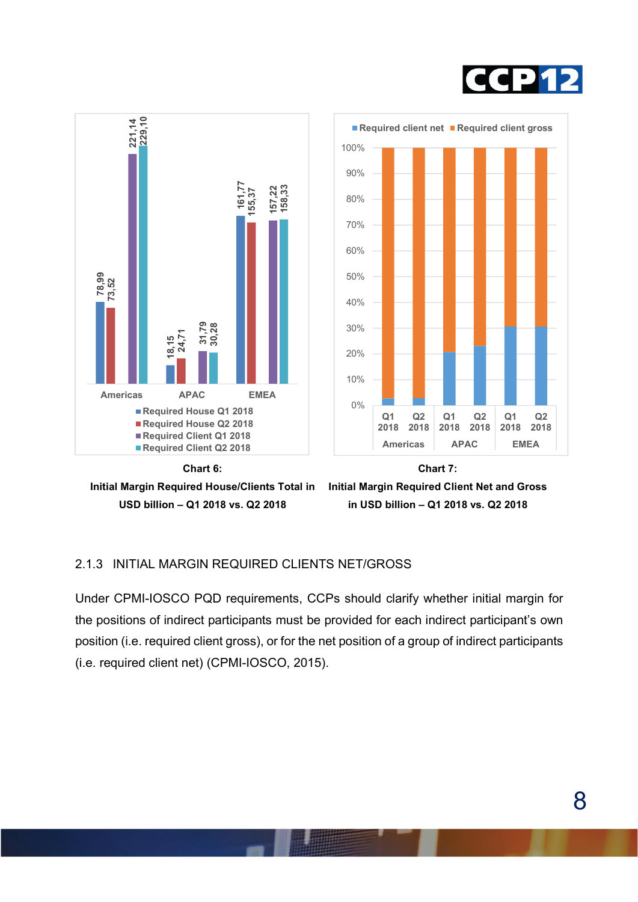**Chart 6:**
**Initial Margin Required House/Clients Total in USD billion – Q1 2018 vs. Q2 2018**

| | Required House Q1 2018 | Required House Q2 2018 | Required Client Q1 2018 | Required Client Q2 2018 |
|---|---|---|---|---|
| Americas | 78,99 | 73,52 | 221,14 | 229,10 |
| APAC | 18,15 | 24,71 | 31,79 | 30,28 |
| EMEA | 161,77 | 155,37 | 157,22 | 158,33 |

**Chart 7:**
**Initial Margin Required Client Net and Gross in USD billion – Q1 2018 vs. Q2 2018**

### 2.1.3 INITIAL MARGIN REQUIRED CLIENTS NET/GROSS

Under CPMI-IOSCO PQD requirements, CCPs should clarify whether initial margin for the positions of indirect participants must be provided for each indirect participant's own position (i.e. required client gross), or for the net position of a group of indirect participants (i.e. required client net) (CPMI-IOSCO, 2015).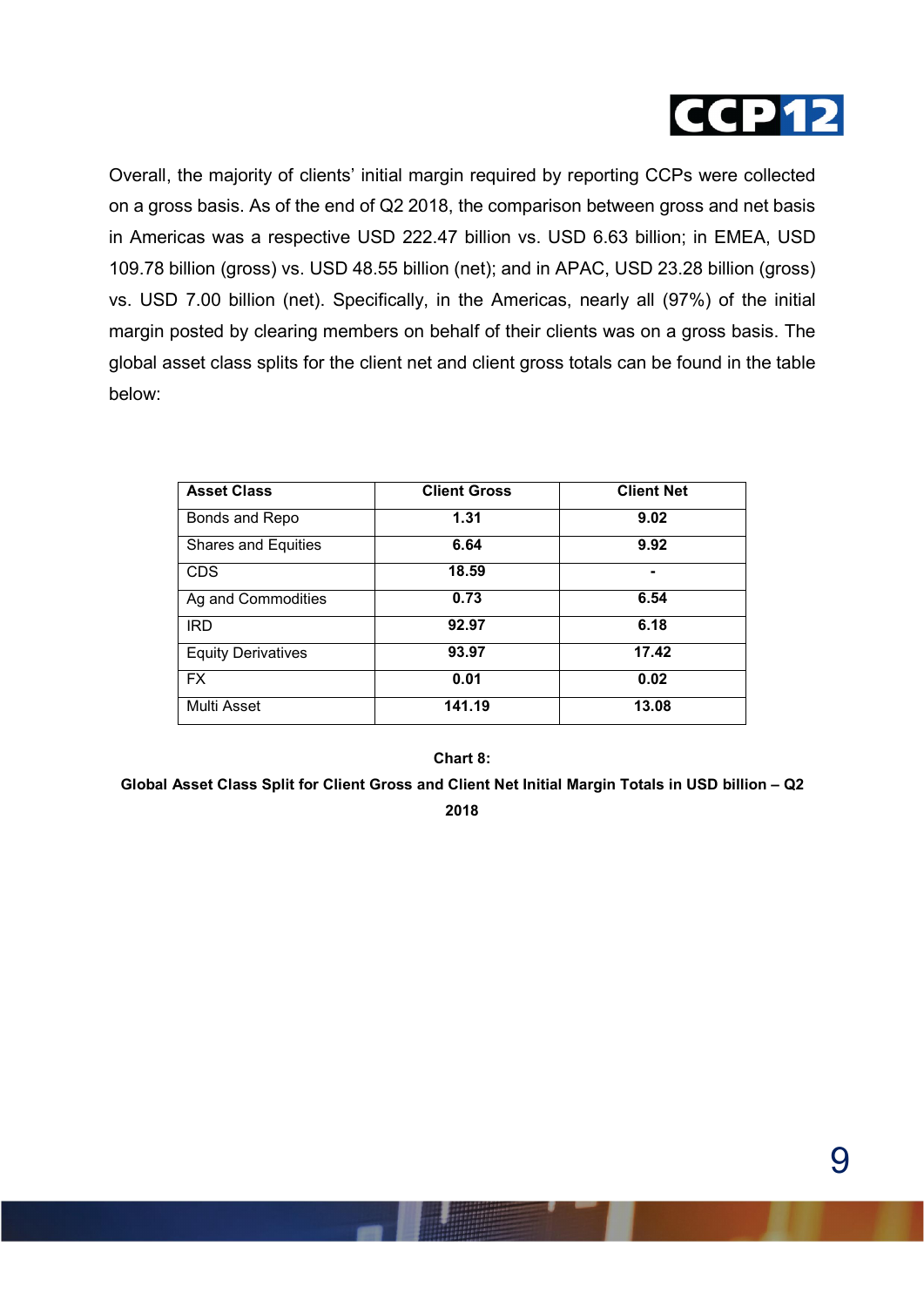Overall, the majority of clients' initial margin required by reporting CCPs were collected on a gross basis. As of the end of Q2 2018, the comparison between gross and net basis in Americas was a respective USD 222.47 billion vs. USD 6.63 billion; in EMEA, USD 109.78 billion (gross) vs. USD 48.55 billion (net); and in APAC, USD 23.28 billion (gross) vs. USD 7.00 billion (net). Specifically, in the Americas, nearly all (97%) of the initial margin posted by clearing members on behalf of their clients was on a gross basis. The global asset class splits for the client net and client gross totals can be found in the table below:

| Asset Class | Client Gross | Client Net |
|---|---|---|
| Bonds and Repo | 1.31 | 9.02 |
| Shares and Equities | 6.64 | 9.92 |
| CDS | 18.59 | - |
| Ag and Commodities | 0.73 | 6.54 |
| IRD | 92.97 | 6.18 |
| Equity Derivatives | 93.97 | 17.42 |
| FX | 0.01 | 0.02 |
| Multi Asset | 141.19 | 13.08 |

**Chart 8:**

**Global Asset Class Split for Client Gross and Client Net Initial Margin Totals in USD billion – Q2 2018**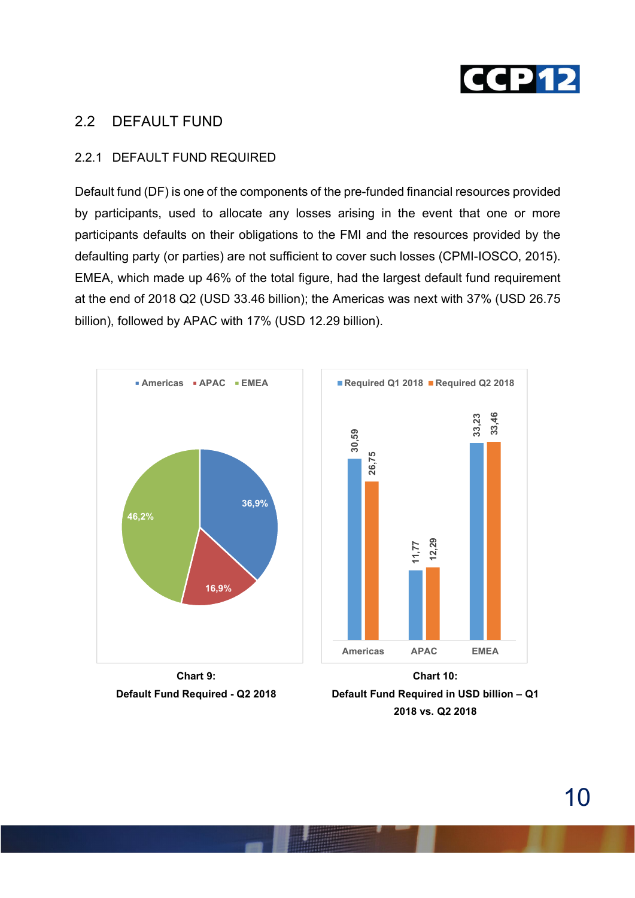## 2.2 DEFAULT FUND

### 2.2.1 DEFAULT FUND REQUIRED

Default fund (DF) is one of the components of the pre-funded financial resources provided by participants, used to allocate any losses arising in the event that one or more participants defaults on their obligations to the FMI and the resources provided by the defaulting party (or parties) are not sufficient to cover such losses (CPMI-IOSCO, 2015). EMEA, which made up 46% of the total figure, had the largest default fund requirement at the end of 2018 Q2 (USD 33.46 billion); the Americas was next with 37% (USD 26.75 billion), followed by APAC with 17% (USD 12.29 billion).

| Region | Share |
|---|---|
| Americas | 36,9% |
| APAC | 16,9% |
| EMEA | 46,2% |

**Chart 9:**
**Default Fund Required - Q2 2018**

| | Required Q1 2018 | Required Q2 2018 |
|---|---|---|
| Americas | 30,59 | 26,75 |
| APAC | 11,77 | 12,29 |
| EMEA | 33,23 | 33,46 |

**Chart 10:**
**Default Fund Required in USD billion – Q1 2018 vs. Q2 2018**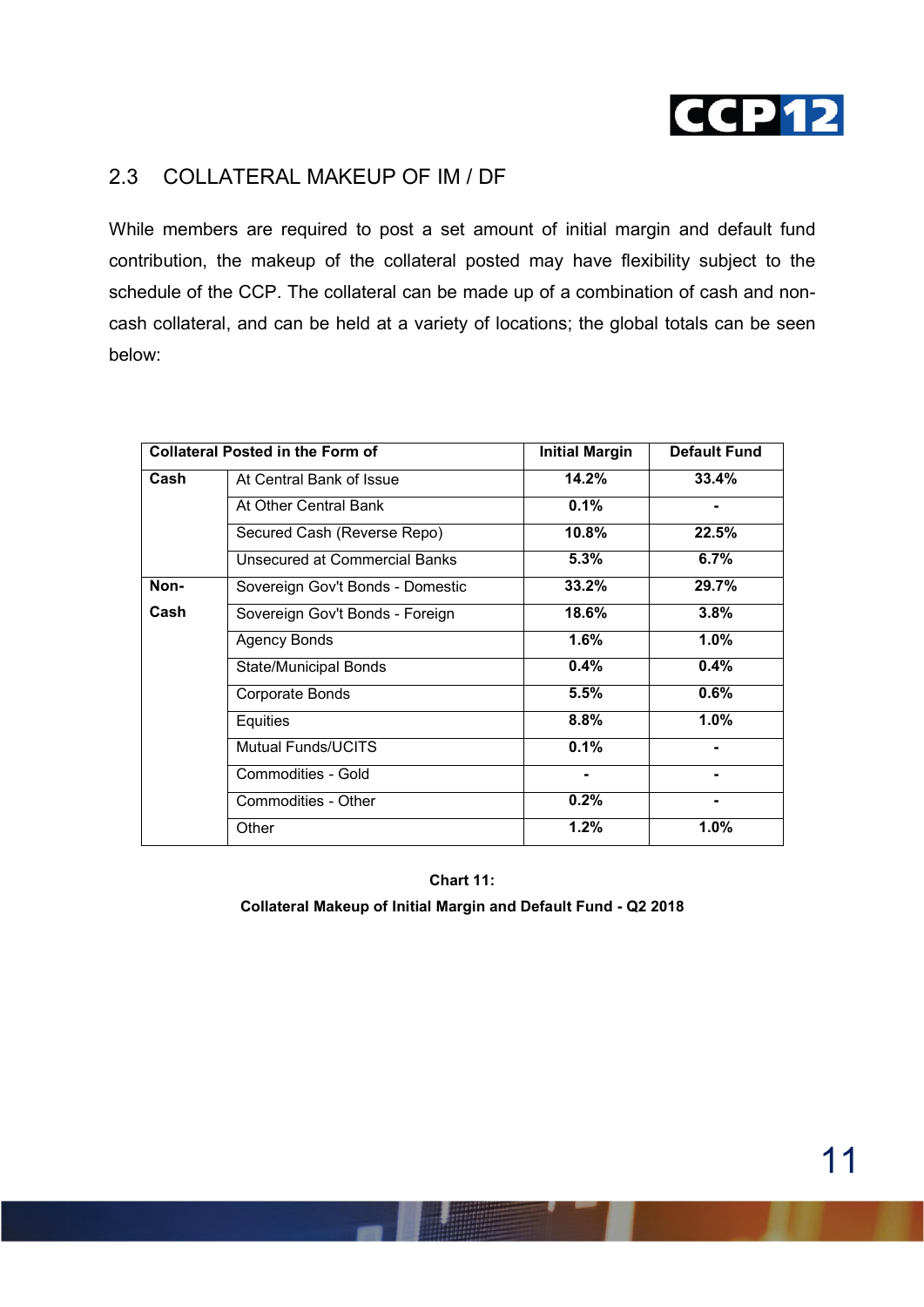## 2.3 COLLATERAL MAKEUP OF IM / DF

While members are required to post a set amount of initial margin and default fund contribution, the makeup of the collateral posted may have flexibility subject to the schedule of the CCP. The collateral can be made up of a combination of cash and non-cash collateral, and can be held at a variety of locations; the global totals can be seen below:

| Collateral Posted in the Form of | | Initial Margin | Default Fund |
|---|---|---|---|
| **Cash** | At Central Bank of Issue | **14.2%** | **33.4%** |
| | At Other Central Bank | **0.1%** | **-** |
| | Secured Cash (Reverse Repo) | **10.8%** | **22.5%** |
| | Unsecured at Commercial Banks | **5.3%** | **6.7%** |
| **Non-Cash** | Sovereign Gov't Bonds - Domestic | **33.2%** | **29.7%** |
| | Sovereign Gov't Bonds - Foreign | **18.6%** | **3.8%** |
| | Agency Bonds | **1.6%** | **1.0%** |
| | State/Municipal Bonds | **0.4%** | **0.4%** |
| | Corporate Bonds | **5.5%** | **0.6%** |
| | Equities | **8.8%** | **1.0%** |
| | Mutual Funds/UCITS | **0.1%** | **-** |
| | Commodities - Gold | **-** | **-** |
| | Commodities - Other | **0.2%** | **-** |
| | Other | **1.2%** | **1.0%** |

**Chart 11:**

**Collateral Makeup of Initial Margin and Default Fund - Q2 2018**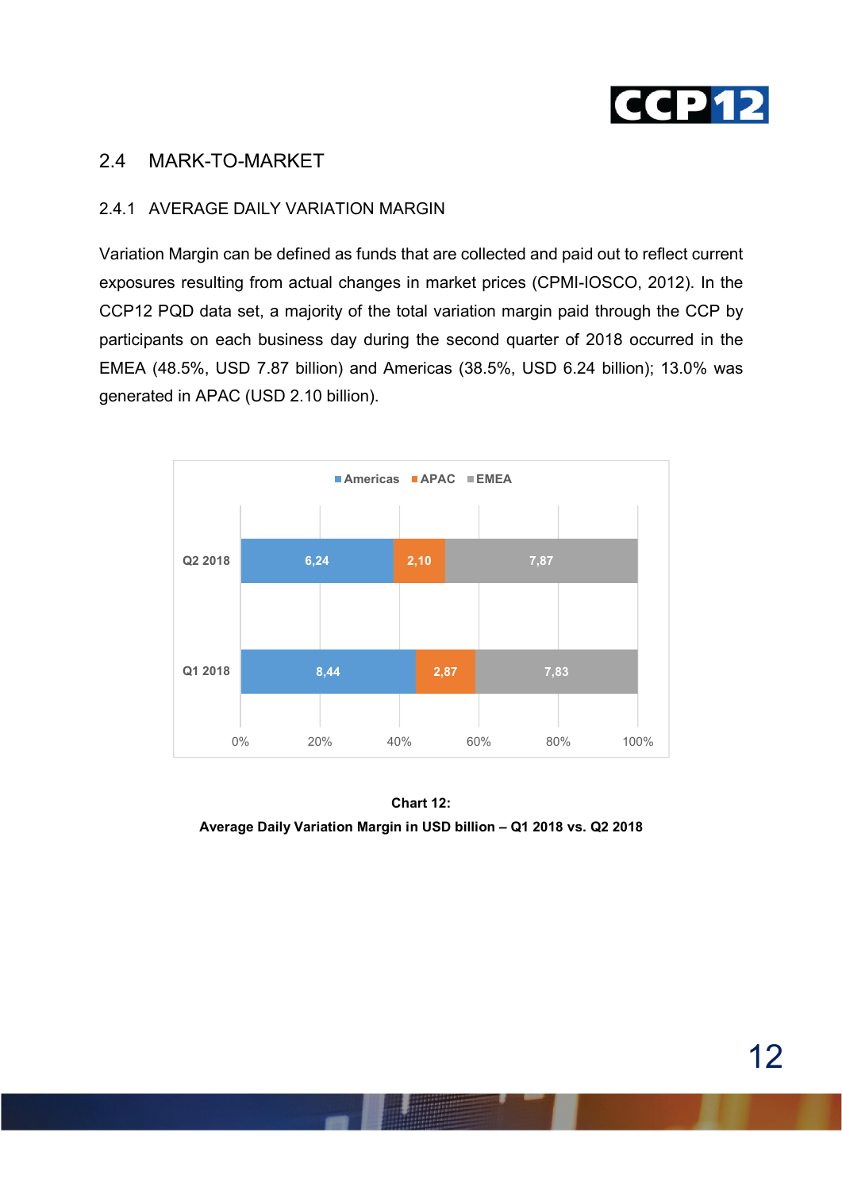## 2.4 MARK-TO-MARKET

### 2.4.1 AVERAGE DAILY VARIATION MARGIN

Variation Margin can be defined as funds that are collected and paid out to reflect current exposures resulting from actual changes in market prices (CPMI-IOSCO, 2012). In the CCP12 PQD data set, a majority of the total variation margin paid through the CCP by participants on each business day during the second quarter of 2018 occurred in the EMEA (48.5%, USD 7.87 billion) and Americas (38.5%, USD 6.24 billion); 13.0% was generated in APAC (USD 2.10 billion).

| | Americas | APAC | EMEA |
|---|---|---|---|
| Q2 2018 | 6,24 | 2,10 | 7,87 |
| Q1 2018 | 8,44 | 2,87 | 7,83 |

**Chart 12:**
**Average Daily Variation Margin in USD billion – Q1 2018 vs. Q2 2018**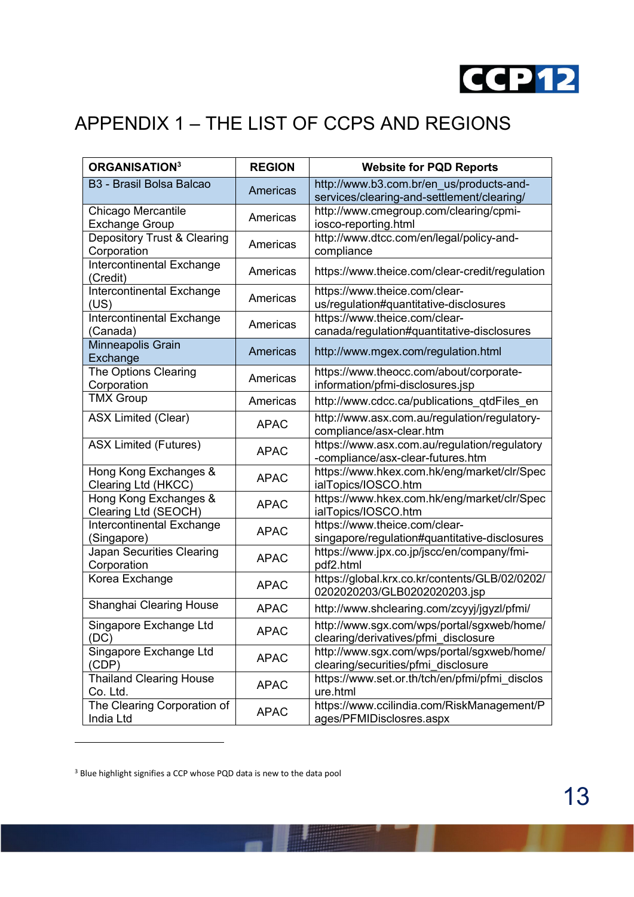# APPENDIX 1 – THE LIST OF CCPS AND REGIONS

| ORGANISATION[3] | REGION | Website for PQD Reports |
|---|---|---|
| B3 - Brasil Bolsa Balcao | Americas | http://www.b3.com.br/en_us/products-and-services/clearing-and-settlement/clearing/ |
| Chicago Mercantile Exchange Group | Americas | http://www.cmegroup.com/clearing/cpmi-iosco-reporting.html |
| Depository Trust & Clearing Corporation | Americas | http://www.dtcc.com/en/legal/policy-and-compliance |
| Intercontinental Exchange (Credit) | Americas | https://www.theice.com/clear-credit/regulation |
| Intercontinental Exchange (US) | Americas | https://www.theice.com/clear-us/regulation#quantitative-disclosures |
| Intercontinental Exchange (Canada) | Americas | https://www.theice.com/clear-canada/regulation#quantitative-disclosures |
| Minneapolis Grain Exchange | Americas | http://www.mgex.com/regulation.html |
| The Options Clearing Corporation | Americas | https://www.theocc.com/about/corporate-information/pfmi-disclosures.jsp |
| TMX Group | Americas | http://www.cdcc.ca/publications_qtdFiles_en |
| ASX Limited (Clear) | APAC | http://www.asx.com.au/regulation/regulatory-compliance/asx-clear.htm |
| ASX Limited (Futures) | APAC | https://www.asx.com.au/regulation/regulatory-compliance/asx-clear-futures.htm |
| Hong Kong Exchanges & Clearing Ltd (HKCC) | APAC | https://www.hkex.com.hk/eng/market/clr/SpecialTopics/IOSCO.htm |
| Hong Kong Exchanges & Clearing Ltd (SEOCH) | APAC | https://www.hkex.com.hk/eng/market/clr/SpecialTopics/IOSCO.htm |
| Intercontinental Exchange (Singapore) | APAC | https://www.theice.com/clear-singapore/regulation#quantitative-disclosures |
| Japan Securities Clearing Corporation | APAC | https://www.jpx.co.jp/jscc/en/company/fmi-pdf2.html |
| Korea Exchange | APAC | https://global.krx.co.kr/contents/GLB/02/0202/0202020203/GLB0202020203.jsp |
| Shanghai Clearing House | APAC | http://www.shclearing.com/zcyyj/jgyzl/pfmi/ |
| Singapore Exchange Ltd (DC) | APAC | http://www.sgx.com/wps/portal/sgxweb/home/clearing/derivatives/pfmi_disclosure |
| Singapore Exchange Ltd (CDP) | APAC | http://www.sgx.com/wps/portal/sgxweb/home/clearing/securities/pfmi_disclosure |
| Thailand Clearing House Co. Ltd. | APAC | https://www.set.or.th/tch/en/pfmi/pfmi_disclosure.html |
| The Clearing Corporation of India Ltd | APAC | https://www.ccilindia.com/RiskManagement/Pages/PFMIDisclosres.aspx |

[3] Blue highlight signifies a CCP whose PQD data is new to the data pool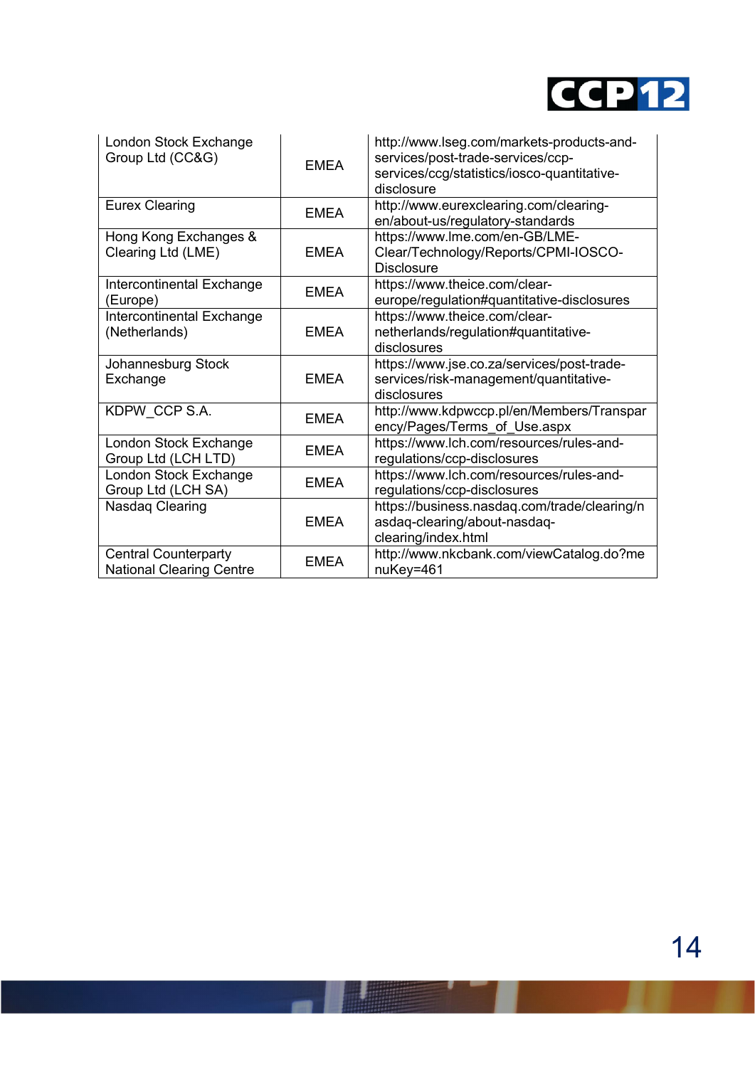| London Stock Exchange Group Ltd (CC&G) | EMEA | http://www.lseg.com/markets-products-and-services/post-trade-services/ccp-services/ccg/statistics/iosco-quantitative-disclosure |
|---|---|---|
| Eurex Clearing | EMEA | http://www.eurexclearing.com/clearing-en/about-us/regulatory-standards |
| Hong Kong Exchanges & Clearing Ltd (LME) | EMEA | https://www.lme.com/en-GB/LME-Clear/Technology/Reports/CPMI-IOSCO-Disclosure |
| Intercontinental Exchange (Europe) | EMEA | https://www.theice.com/clear-europe/regulation#quantitative-disclosures |
| Intercontinental Exchange (Netherlands) | EMEA | https://www.theice.com/clear-netherlands/regulation#quantitative-disclosures |
| Johannesburg Stock Exchange | EMEA | https://www.jse.co.za/services/post-trade-services/risk-management/quantitative-disclosures |
| KDPW_CCP S.A. | EMEA | http://www.kdpwccp.pl/en/Members/Transparency/Pages/Terms_of_Use.aspx |
| London Stock Exchange Group Ltd (LCH LTD) | EMEA | https://www.lch.com/resources/rules-and-regulations/ccp-disclosures |
| London Stock Exchange Group Ltd (LCH SA) | EMEA | https://www.lch.com/resources/rules-and-regulations/ccp-disclosures |
| Nasdaq Clearing | EMEA | https://business.nasdaq.com/trade/clearing/nasdaq-clearing/about-nasdaq-clearing/index.html |
| Central Counterparty National Clearing Centre | EMEA | http://www.nkcbank.com/viewCatalog.do?menuKey=461 |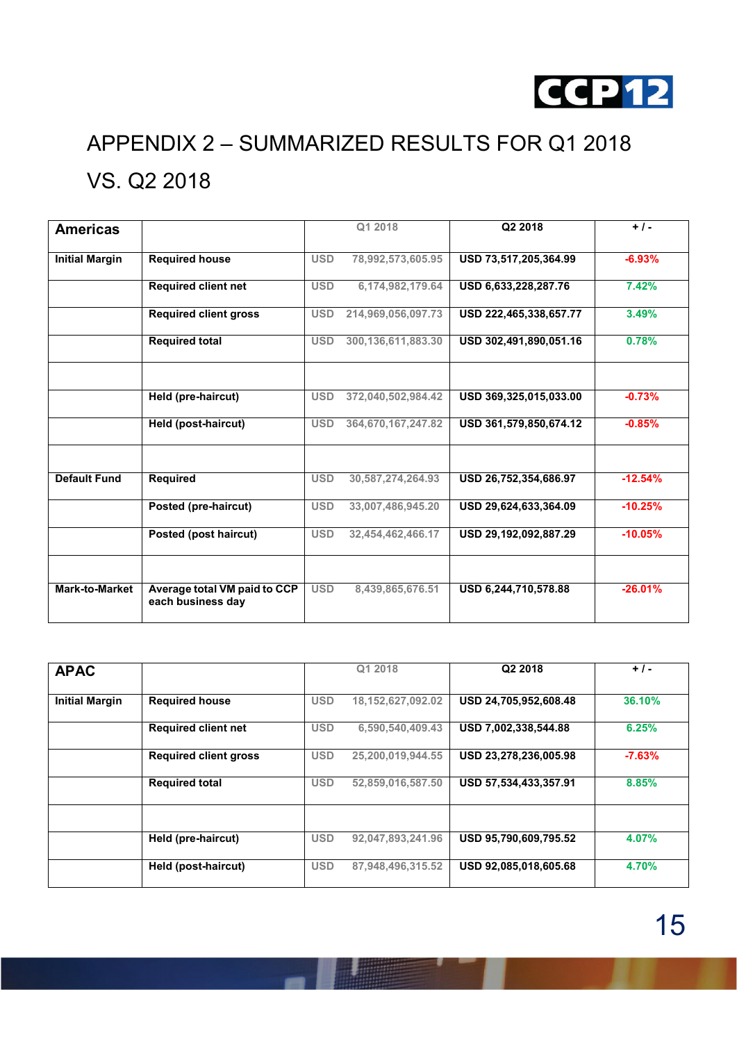# APPENDIX 2 – SUMMARIZED RESULTS FOR Q1 2018 VS. Q2 2018

| Americas | | Q1 2018 | Q2 2018 | + / - |
|---|---|---|---|---|
| Initial Margin | Required house | USD 78,992,573,605.95 | USD 73,517,205,364.99 | -6.93% |
| | Required client net | USD 6,174,982,179.64 | USD 6,633,228,287.76 | 7.42% |
| | Required client gross | USD 214,969,056,097.73 | USD 222,465,338,657.77 | 3.49% |
| | Required total | USD 300,136,611,883.30 | USD 302,491,890,051.16 | 0.78% |
| | | | | |
| | Held (pre-haircut) | USD 372,040,502,984.42 | USD 369,325,015,033.00 | -0.73% |
| | Held (post-haircut) | USD 364,670,167,247.82 | USD 361,579,850,674.12 | -0.85% |
| | | | | |
| Default Fund | Required | USD 30,587,274,264.93 | USD 26,752,354,686.97 | -12.54% |
| | Posted (pre-haircut) | USD 33,007,486,945.20 | USD 29,624,633,364.09 | -10.25% |
| | Posted (post haircut) | USD 32,454,462,466.17 | USD 29,192,092,887.29 | -10.05% |
| | | | | |
| Mark-to-Market | Average total VM paid to CCP each business day | USD 8,439,865,676.51 | USD 6,244,710,578.88 | -26.01% |

| APAC | | Q1 2018 | Q2 2018 | + / - |
|---|---|---|---|---|
| Initial Margin | Required house | USD 18,152,627,092.02 | USD 24,705,952,608.48 | 36.10% |
| | Required client net | USD 6,590,540,409.43 | USD 7,002,338,544.88 | 6.25% |
| | Required client gross | USD 25,200,019,944.55 | USD 23,278,236,005.98 | -7.63% |
| | Required total | USD 52,859,016,587.50 | USD 57,534,433,357.91 | 8.85% |
| | | | | |
| | Held (pre-haircut) | USD 92,047,893,241.96 | USD 95,790,609,795.52 | 4.07% |
| | Held (post-haircut) | USD 87,948,496,315.52 | USD 92,085,018,605.68 | 4.70% |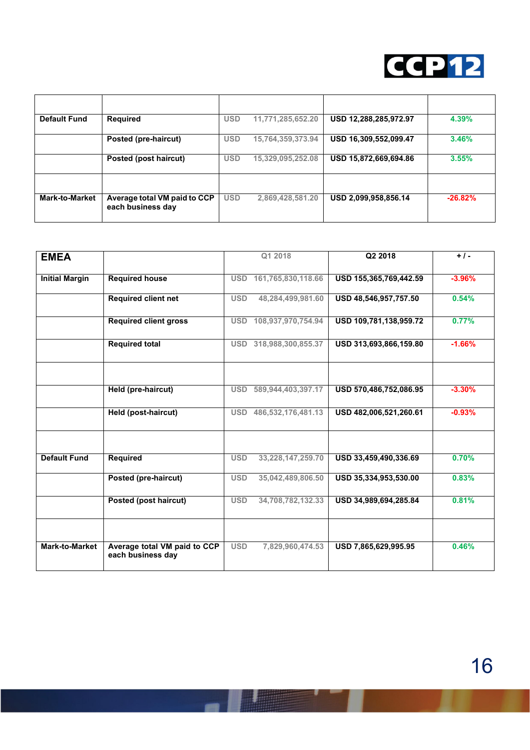| | | | | |
|---|---|---|---|---|
| Default Fund | Required | USD 11,771,285,652.20 | USD 12,288,285,972.97 | 4.39% |
| | Posted (pre-haircut) | USD 15,764,359,373.94 | USD 16,309,552,099.47 | 3.46% |
| | Posted (post haircut) | USD 15,329,095,252.08 | USD 15,872,669,694.86 | 3.55% |
| | | | | |
| Mark-to-Market | Average total VM paid to CCP each business day | USD 2,869,428,581.20 | USD 2,099,958,856.14 | -26.82% |

| EMEA | | Q1 2018 | Q2 2018 | + / - |
|---|---|---|---|---|
| Initial Margin | Required house | USD 161,765,830,118.66 | USD 155,365,769,442.59 | -3.96% |
| | Required client net | USD 48,284,499,981.60 | USD 48,546,957,757.50 | 0.54% |
| | Required client gross | USD 108,937,970,754.94 | USD 109,781,138,959.72 | 0.77% |
| | Required total | USD 318,988,300,855.37 | USD 313,693,866,159.80 | -1.66% |
| | | | | |
| | Held (pre-haircut) | USD 589,944,403,397.17 | USD 570,486,752,086.95 | -3.30% |
| | Held (post-haircut) | USD 486,532,176,481.13 | USD 482,006,521,260.61 | -0.93% |
| | | | | |
| Default Fund | Required | USD 33,228,147,259.70 | USD 33,459,490,336.69 | 0.70% |
| | Posted (pre-haircut) | USD 35,042,489,806.50 | USD 35,334,953,530.00 | 0.83% |
| | Posted (post haircut) | USD 34,708,782,132.33 | USD 34,989,694,285.84 | 0.81% |
| | | | | |
| Mark-to-Market | Average total VM paid to CCP each business day | USD 7,829,960,474.53 | USD 7,865,629,995.95 | 0.46% |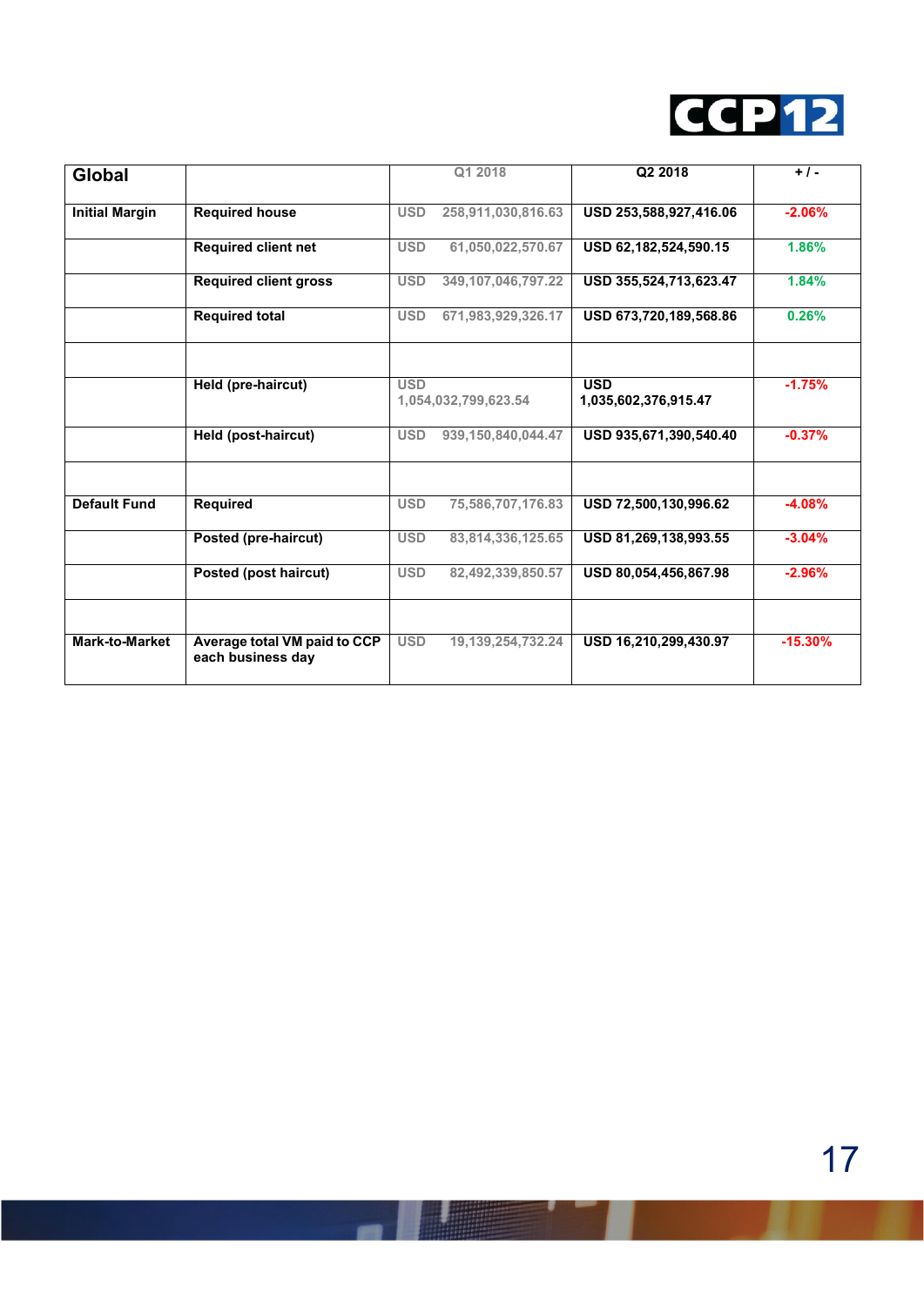| Global | | Q1 2018 | Q2 2018 | + / - |
|---|---|---|---|---|
| **Initial Margin** | **Required house** | USD 258,911,030,816.63 | **USD 253,588,927,416.06** | -2.06% |
| | **Required client net** | USD 61,050,022,570.67 | **USD 62,182,524,590.15** | 1.86% |
| | **Required client gross** | USD 349,107,046,797.22 | **USD 355,524,713,623.47** | 1.84% |
| | **Required total** | USD 671,983,929,326.17 | **USD 673,720,189,568.86** | 0.26% |
| | | | | |
| | **Held (pre-haircut)** | USD 1,054,032,799,623.54 | **USD 1,035,602,376,915.47** | -1.75% |
| | **Held (post-haircut)** | USD 939,150,840,044.47 | **USD 935,671,390,540.40** | -0.37% |
| | | | | |
| **Default Fund** | **Required** | USD 75,586,707,176.83 | **USD 72,500,130,996.62** | -4.08% |
| | **Posted (pre-haircut)** | USD 83,814,336,125.65 | **USD 81,269,138,993.55** | -3.04% |
| | **Posted (post haircut)** | USD 82,492,339,850.57 | **USD 80,054,456,867.98** | -2.96% |
| | | | | |
| **Mark-to-Market** | **Average total VM paid to CCP each business day** | USD 19,139,254,732.24 | **USD 16,210,299,430.97** | -15.30% |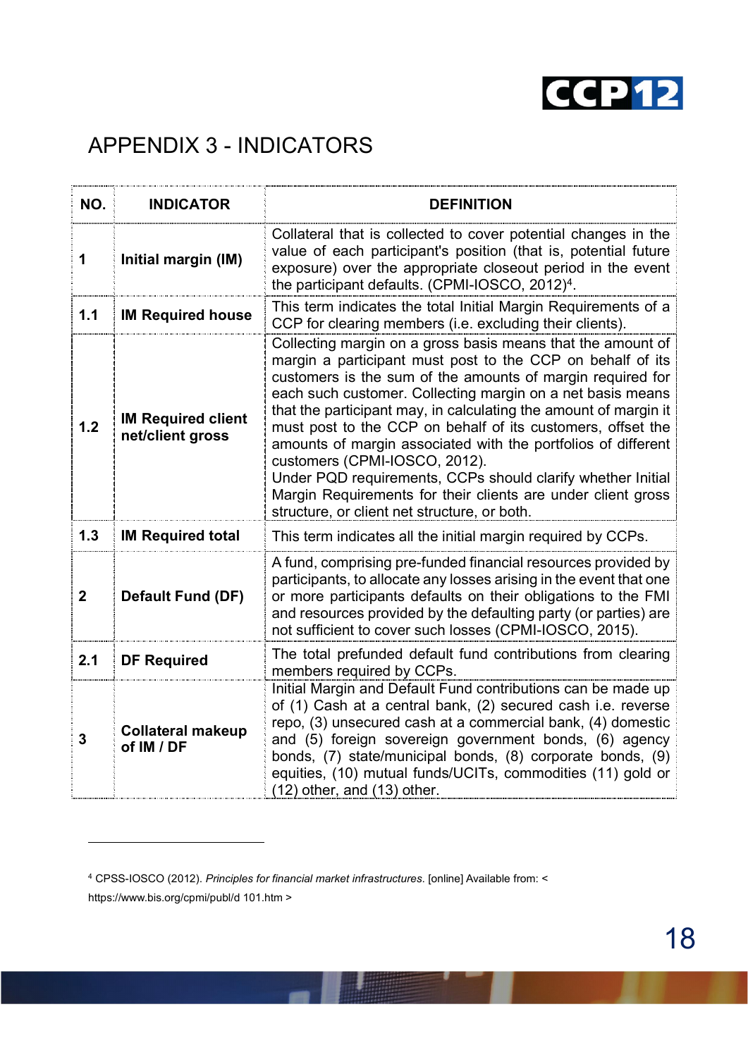# APPENDIX 3 - INDICATORS

| NO. | INDICATOR | DEFINITION |
|---|---|---|
| 1 | **Initial margin (IM)** | Collateral that is collected to cover potential changes in the value of each participant's position (that is, potential future exposure) over the appropriate closeout period in the event the participant defaults. (CPMI-IOSCO, 2012)[4]. |
| 1.1 | **IM Required house** | This term indicates the total Initial Margin Requirements of a CCP for clearing members (i.e. excluding their clients). |
| 1.2 | **IM Required client net/client gross** | Collecting margin on a gross basis means that the amount of margin a participant must post to the CCP on behalf of its customers is the sum of the amounts of margin required for each such customer. Collecting margin on a net basis means that the participant may, in calculating the amount of margin it must post to the CCP on behalf of its customers, offset the amounts of margin associated with the portfolios of different customers (CPMI-IOSCO, 2012). Under PQD requirements, CCPs should clarify whether Initial Margin Requirements for their clients are under client gross structure, or client net structure, or both. |
| 1.3 | **IM Required total** | This term indicates all the initial margin required by CCPs. |
| 2 | **Default Fund (DF)** | A fund, comprising pre-funded financial resources provided by participants, to allocate any losses arising in the event that one or more participants defaults on their obligations to the FMI and resources provided by the defaulting party (or parties) are not sufficient to cover such losses (CPMI-IOSCO, 2015). |
| 2.1 | **DF Required** | The total prefunded default fund contributions from clearing members required by CCPs. |
| 3 | **Collateral makeup of IM / DF** | Initial Margin and Default Fund contributions can be made up of (1) Cash at a central bank, (2) secured cash i.e. reverse repo, (3) unsecured cash at a commercial bank, (4) domestic and (5) foreign sovereign government bonds, (6) agency bonds, (7) state/municipal bonds, (8) corporate bonds, (9) equities, (10) mutual funds/UCITs, commodities (11) gold or (12) other, and (13) other. |

[4] CPSS-IOSCO (2012). *Principles for financial market infrastructures*. [online] Available from: < https://www.bis.org/cpmi/publ/d 101.htm >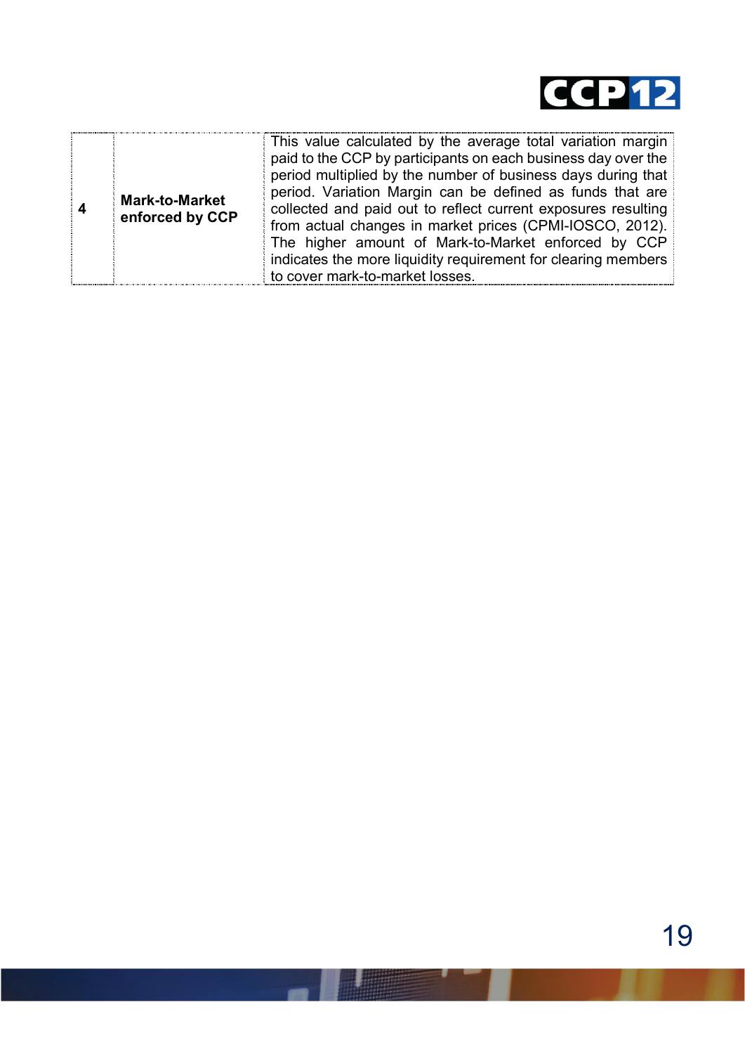| 4 | **Mark-to-Market enforced by CCP** | This value calculated by the average total variation margin paid to the CCP by participants on each business day over the period multiplied by the number of business days during that period. Variation Margin can be defined as funds that are collected and paid out to reflect current exposures resulting from actual changes in market prices (CPMI-IOSCO, 2012). The higher amount of Mark-to-Market enforced by CCP indicates the more liquidity requirement for clearing members to cover mark-to-market losses. |
|---|---|---|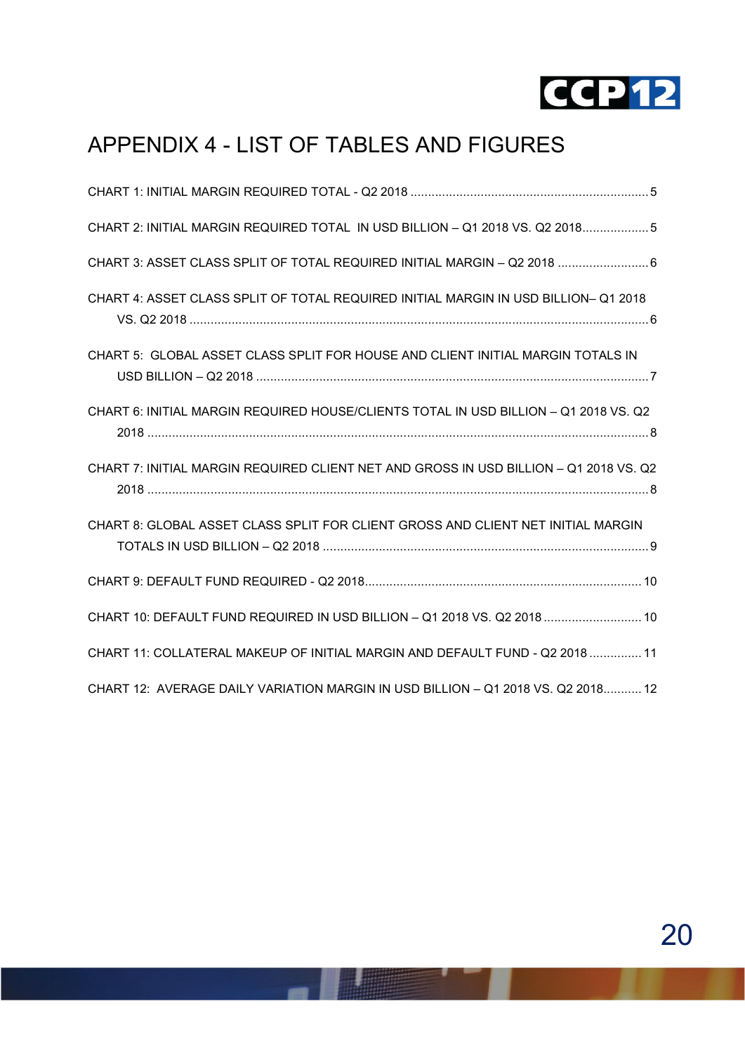# APPENDIX 4 - LIST OF TABLES AND FIGURES

CHART 1: INITIAL MARGIN REQUIRED TOTAL - Q2 2018 .......................................................................... 5

CHART 2: INITIAL MARGIN REQUIRED TOTAL IN USD BILLION – Q1 2018 VS. Q2 2018.................... 5

CHART 3: ASSET CLASS SPLIT OF TOTAL REQUIRED INITIAL MARGIN – Q2 2018 .......................... 6

CHART 4: ASSET CLASS SPLIT OF TOTAL REQUIRED INITIAL MARGIN IN USD BILLION– Q1 2018 VS. Q2 2018 ........................................................................................................................ 6

CHART 5: GLOBAL ASSET CLASS SPLIT FOR HOUSE AND CLIENT INITIAL MARGIN TOTALS IN USD BILLION – Q2 2018 ............................................................................................................. 7

CHART 6: INITIAL MARGIN REQUIRED HOUSE/CLIENTS TOTAL IN USD BILLION – Q1 2018 VS. Q2 2018 ............................................................................................................................................... 8

CHART 7: INITIAL MARGIN REQUIRED CLIENT NET AND GROSS IN USD BILLION – Q1 2018 VS. Q2 2018 ............................................................................................................................................... 8

CHART 8: GLOBAL ASSET CLASS SPLIT FOR CLIENT GROSS AND CLIENT NET INITIAL MARGIN TOTALS IN USD BILLION – Q2 2018 .............................................................................................. 9

CHART 9: DEFAULT FUND REQUIRED - Q2 2018................................................................................ 10

CHART 10: DEFAULT FUND REQUIRED IN USD BILLION – Q1 2018 VS. Q2 2018 ............................ 10

CHART 11: COLLATERAL MAKEUP OF INITIAL MARGIN AND DEFAULT FUND - Q2 2018 ............... 11

CHART 12: AVERAGE DAILY VARIATION MARGIN IN USD BILLION – Q1 2018 VS. Q2 2018........... 12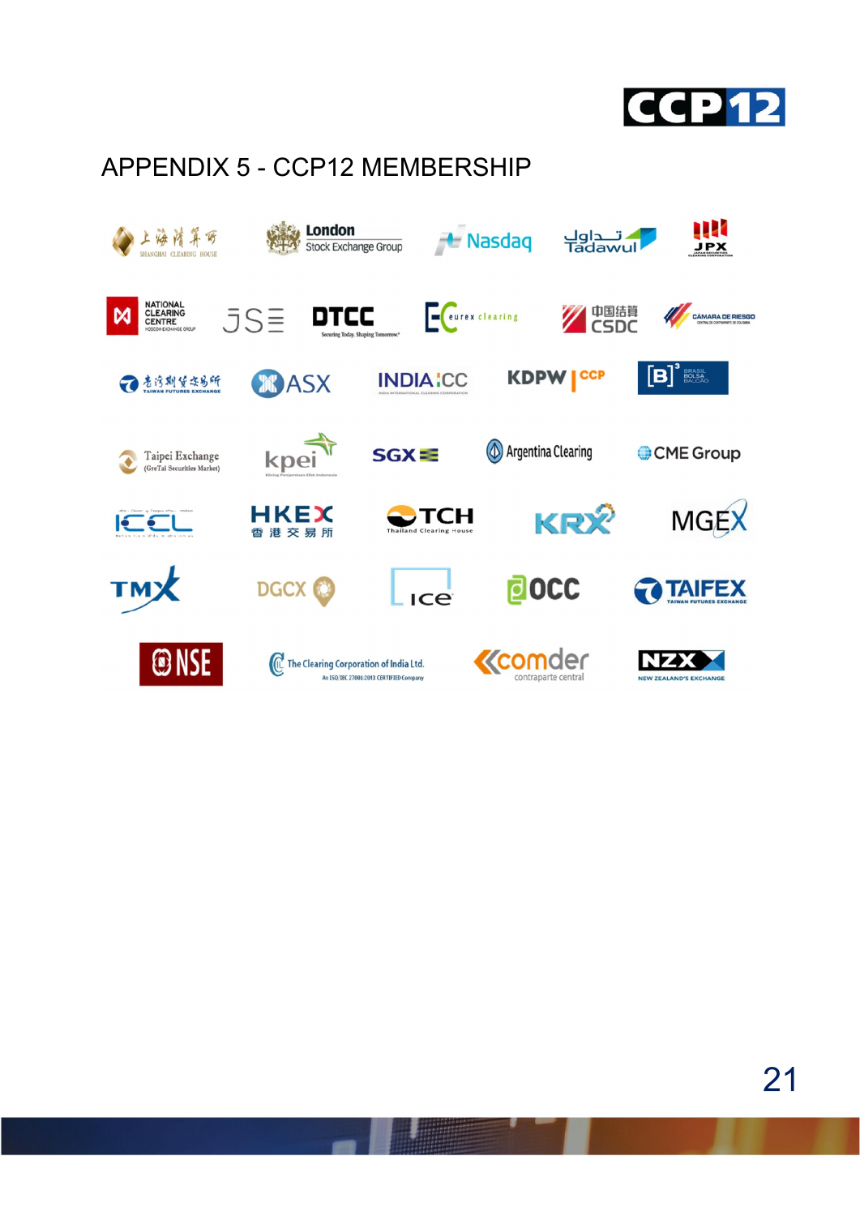# APPENDIX 5 - CCP12 MEMBERSHIP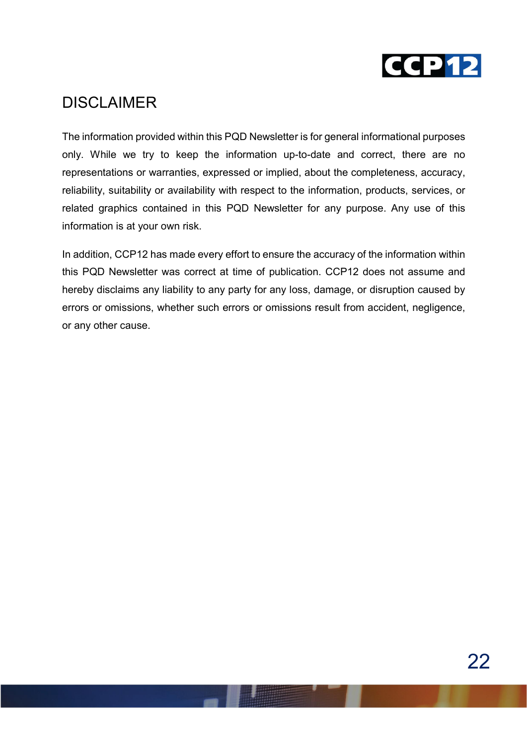# DISCLAIMER

The information provided within this PQD Newsletter is for general informational purposes only. While we try to keep the information up-to-date and correct, there are no representations or warranties, expressed or implied, about the completeness, accuracy, reliability, suitability or availability with respect to the information, products, services, or related graphics contained in this PQD Newsletter for any purpose. Any use of this information is at your own risk.

In addition, CCP12 has made every effort to ensure the accuracy of the information within this PQD Newsletter was correct at time of publication. CCP12 does not assume and hereby disclaims any liability to any party for any loss, damage, or disruption caused by errors or omissions, whether such errors or omissions result from accident, negligence, or any other cause.